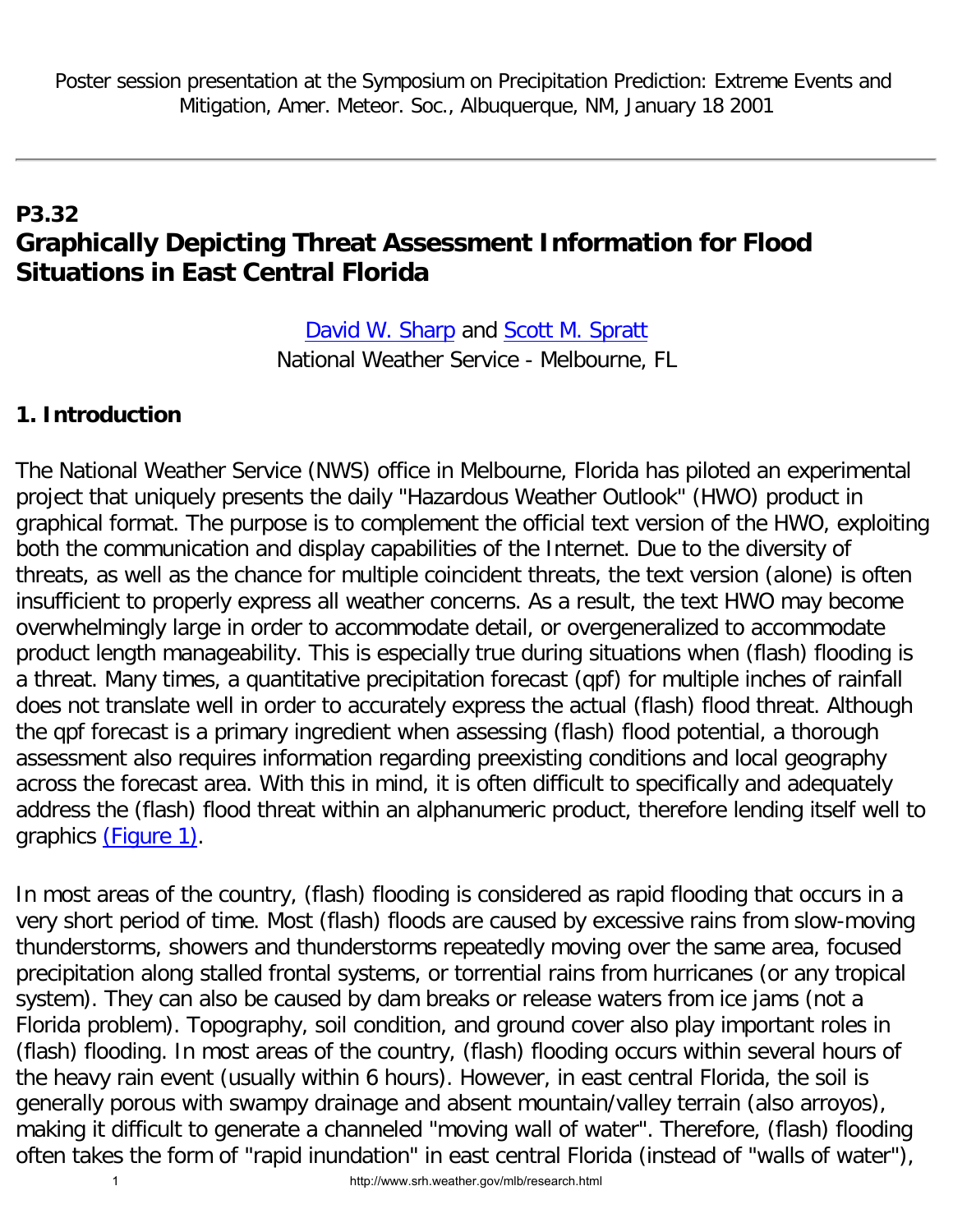Poster session presentation at the Symposium on Precipitation Prediction: Extreme Events and Mitigation, Amer. Meteor. Soc., Albuquerque, NM, January 18 2001

---

## P3.32
## Graphically Depicting Threat Assessment Information for Flood Situations in East Central Florida

David W. Sharp and Scott M. Spratt
National Weather Service - Melbourne, FL

### 1. Introduction

The National Weather Service (NWS) office in Melbourne, Florida has piloted an experimental project that uniquely presents the daily "Hazardous Weather Outlook" (HWO) product in graphical format. The purpose is to complement the official text version of the HWO, exploiting both the communication and display capabilities of the Internet. Due to the diversity of threats, as well as the chance for multiple coincident threats, the text version (alone) is often insufficient to properly express all weather concerns. As a result, the text HWO may become overwhelmingly large in order to accommodate detail, or overgeneralized to accommodate product length manageability. This is especially true during situations when (flash) flooding is a threat. Many times, a quantitative precipitation forecast (qpf) for multiple inches of rainfall does not translate well in order to accurately express the actual (flash) flood threat. Although the qpf forecast is a primary ingredient when assessing (flash) flood potential, a thorough assessment also requires information regarding preexisting conditions and local geography across the forecast area. With this in mind, it is often difficult to specifically and adequately address the (flash) flood threat within an alphanumeric product, therefore lending itself well to graphics (Figure 1).

In most areas of the country, (flash) flooding is considered as rapid flooding that occurs in a very short period of time. Most (flash) floods are caused by excessive rains from slow-moving thunderstorms, showers and thunderstorms repeatedly moving over the same area, focused precipitation along stalled frontal systems, or torrential rains from hurricanes (or any tropical system). They can also be caused by dam breaks or release waters from ice jams (not a Florida problem). Topography, soil condition, and ground cover also play important roles in (flash) flooding. In most areas of the country, (flash) flooding occurs within several hours of the heavy rain event (usually within 6 hours). However, in east central Florida, the soil is generally porous with swampy drainage and absent mountain/valley terrain (also arroyos), making it difficult to generate a channeled "moving wall of water". Therefore, (flash) flooding often takes the form of "rapid inundation" in east central Florida (instead of "walls of water"),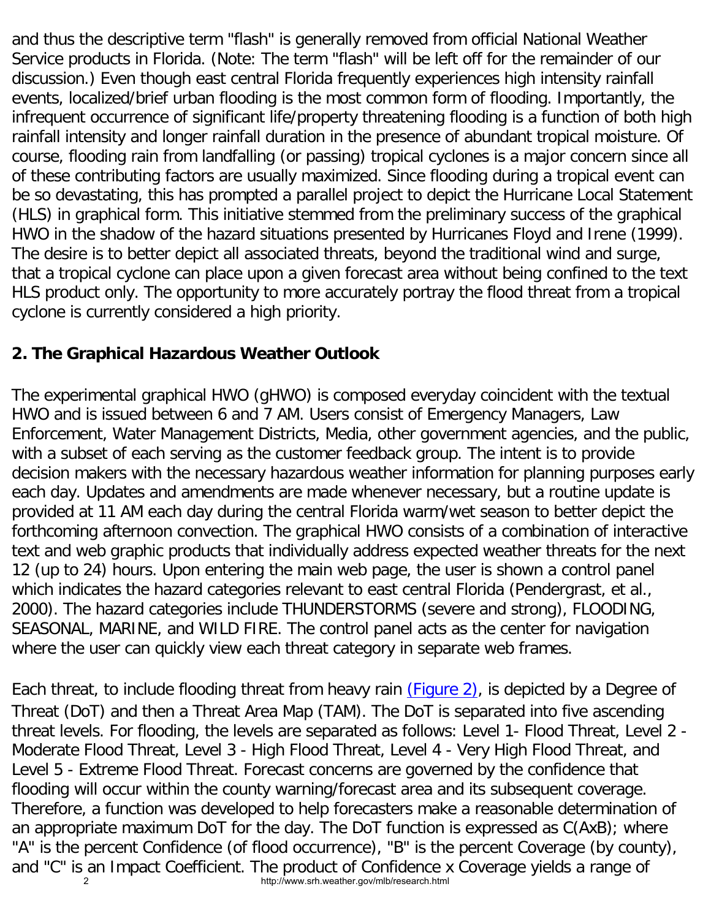and thus the descriptive term "flash" is generally removed from official National Weather Service products in Florida. (Note: The term "flash" will be left off for the remainder of our discussion.) Even though east central Florida frequently experiences high intensity rainfall events, localized/brief urban flooding is the most common form of flooding. Importantly, the infrequent occurrence of significant life/property threatening flooding is a function of both high rainfall intensity and longer rainfall duration in the presence of abundant tropical moisture. Of course, flooding rain from landfalling (or passing) tropical cyclones is a major concern since all of these contributing factors are usually maximized. Since flooding during a tropical event can be so devastating, this has prompted a parallel project to depict the Hurricane Local Statement (HLS) in graphical form. This initiative stemmed from the preliminary success of the graphical HWO in the shadow of the hazard situations presented by Hurricanes Floyd and Irene (1999). The desire is to better depict all associated threats, beyond the traditional wind and surge, that a tropical cyclone can place upon a given forecast area without being confined to the text HLS product only. The opportunity to more accurately portray the flood threat from a tropical cyclone is currently considered a high priority.

## 2. The Graphical Hazardous Weather Outlook

The experimental graphical HWO (gHWO) is composed everyday coincident with the textual HWO and is issued between 6 and 7 AM. Users consist of Emergency Managers, Law Enforcement, Water Management Districts, Media, other government agencies, and the public, with a subset of each serving as the customer feedback group. The intent is to provide decision makers with the necessary hazardous weather information for planning purposes early each day. Updates and amendments are made whenever necessary, but a routine update is provided at 11 AM each day during the central Florida warm/wet season to better depict the forthcoming afternoon convection. The graphical HWO consists of a combination of interactive text and web graphic products that individually address expected weather threats for the next 12 (up to 24) hours. Upon entering the main web page, the user is shown a control panel which indicates the hazard categories relevant to east central Florida (Pendergrast, et al., 2000). The hazard categories include THUNDERSTORMS (severe and strong), FLOODING, SEASONAL, MARINE, and WILD FIRE. The control panel acts as the center for navigation where the user can quickly view each threat category in separate web frames.

Each threat, to include flooding threat from heavy rain (Figure 2), is depicted by a Degree of Threat (DoT) and then a Threat Area Map (TAM). The DoT is separated into five ascending threat levels. For flooding, the levels are separated as follows: Level 1- Flood Threat, Level 2 - Moderate Flood Threat, Level 3 - High Flood Threat, Level 4 - Very High Flood Threat, and Level 5 - Extreme Flood Threat. Forecast concerns are governed by the confidence that flooding will occur within the county warning/forecast area and its subsequent coverage. Therefore, a function was developed to help forecasters make a reasonable determination of an appropriate maximum DoT for the day. The DoT function is expressed as C(AxB); where "A" is the percent Confidence (of flood occurrence), "B" is the percent Coverage (by county), and "C" is an Impact Coefficient. The product of Confidence x Coverage yields a range of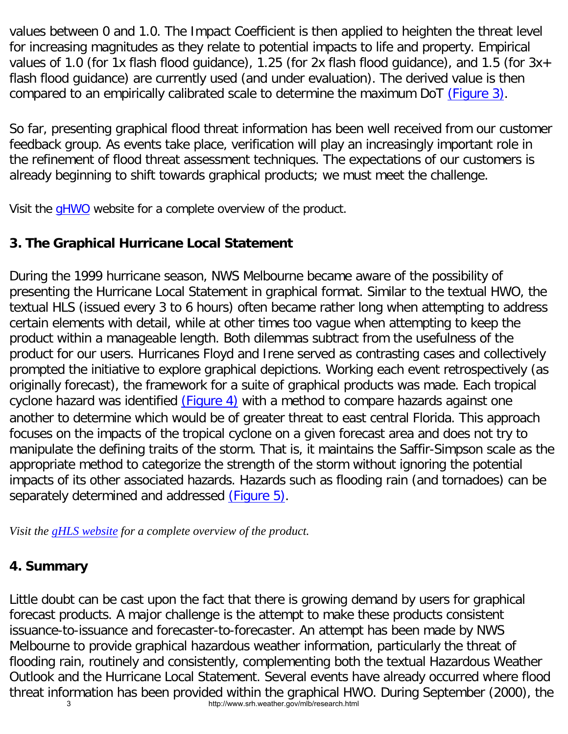values between 0 and 1.0. The Impact Coefficient is then applied to heighten the threat level for increasing magnitudes as they relate to potential impacts to life and property. Empirical values of 1.0 (for 1x flash flood guidance), 1.25 (for 2x flash flood guidance), and 1.5 (for 3x+ flash flood guidance) are currently used (and under evaluation). The derived value is then compared to an empirically calibrated scale to determine the maximum DoT (Figure 3).

So far, presenting graphical flood threat information has been well received from our customer feedback group. As events take place, verification will play an increasingly important role in the refinement of flood threat assessment techniques. The expectations of our customers is already beginning to shift towards graphical products; we must meet the challenge.

Visit the gHWO website for a complete overview of the product.

## 3. The Graphical Hurricane Local Statement

During the 1999 hurricane season, NWS Melbourne became aware of the possibility of presenting the Hurricane Local Statement in graphical format. Similar to the textual HWO, the textual HLS (issued every 3 to 6 hours) often became rather long when attempting to address certain elements with detail, while at other times too vague when attempting to keep the product within a manageable length. Both dilemmas subtract from the usefulness of the product for our users. Hurricanes Floyd and Irene served as contrasting cases and collectively prompted the initiative to explore graphical depictions. Working each event retrospectively (as originally forecast), the framework for a suite of graphical products was made. Each tropical cyclone hazard was identified (Figure 4) with a method to compare hazards against one another to determine which would be of greater threat to east central Florida. This approach focuses on the impacts of the tropical cyclone on a given forecast area and does not try to manipulate the defining traits of the storm. That is, it maintains the Saffir-Simpson scale as the appropriate method to categorize the strength of the storm without ignoring the potential impacts of its other associated hazards. Hazards such as flooding rain (and tornadoes) can be separately determined and addressed (Figure 5).

*Visit the gHLS website for a complete overview of the product.*

## 4. Summary

Little doubt can be cast upon the fact that there is growing demand by users for graphical forecast products. A major challenge is the attempt to make these products consistent issuance-to-issuance and forecaster-to-forecaster. An attempt has been made by NWS Melbourne to provide graphical hazardous weather information, particularly the threat of flooding rain, routinely and consistently, complementing both the textual Hazardous Weather Outlook and the Hurricane Local Statement. Several events have already occurred where flood threat information has been provided within the graphical HWO. During September (2000), the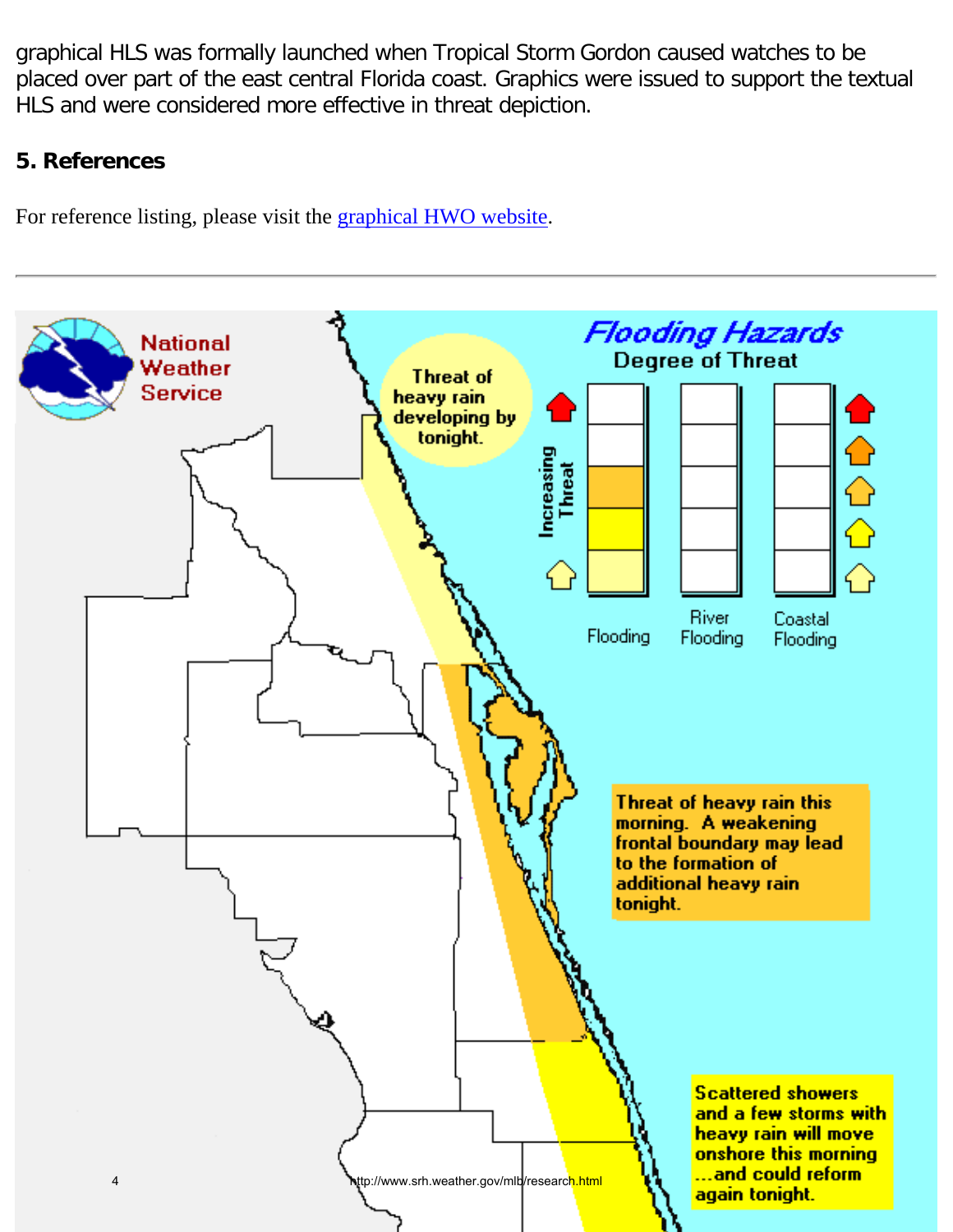graphical HLS was formally launched when Tropical Storm Gordon caused watches to be placed over part of the east central Florida coast. Graphics were issued to support the textual HLS and were considered more effective in threat depiction.

**5. References**

For reference listing, please visit the graphical HWO website.

---

National Weather Service

Flooding Hazards

Degree of Threat

Increasing Threat

Flooding

River Flooding

Coastal Flooding

Threat of heavy rain developing by tonight.

Threat of heavy rain this morning. A weakening frontal boundary may lead to the formation of additional heavy rain tonight.

Scattered showers and a few storms with heavy rain will move onshore this morning ...and could reform again tonight.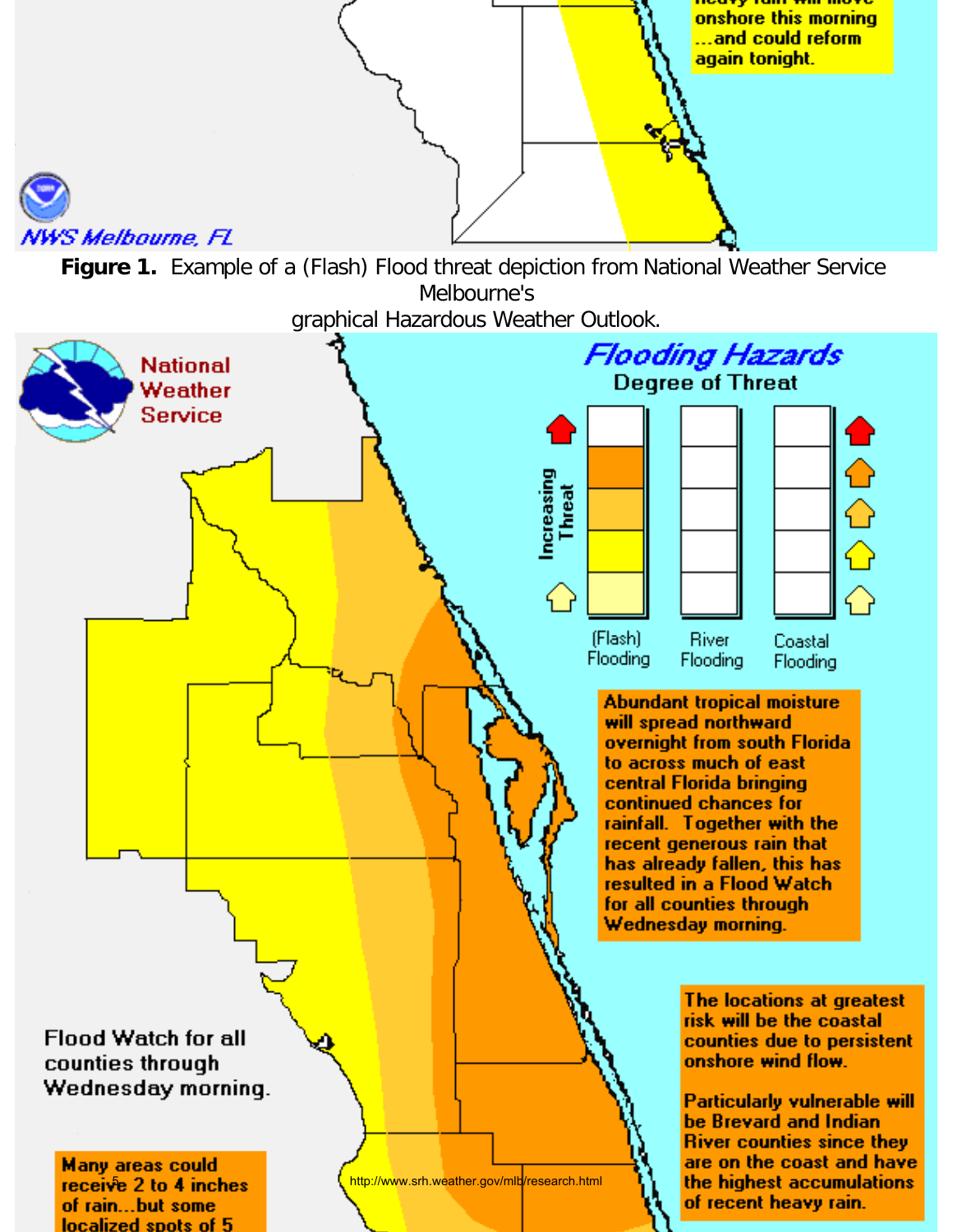...heavy rain will move onshore this morning ...and could reform again tonight.

NWS Melbourne, FL

**Figure 1.** Example of a (Flash) Flood threat depiction from National Weather Service Melbourne's graphical Hazardous Weather Outlook.

National Weather Service

*Flooding Hazards*

Degree of Threat

Increasing Threat

(Flash) Flooding | River Flooding | Coastal Flooding

Abundant tropical moisture will spread northward overnight from south Florida to across much of east central Florida bringing continued chances for rainfall. Together with the recent generous rain that has already fallen, this has resulted in a Flood Watch for all counties through Wednesday morning.

The locations at greatest risk will be the coastal counties due to persistent onshore wind flow.

Particularly vulnerable will be Brevard and Indian River counties since they are on the coast and have the highest accumulations of recent heavy rain.

Flood Watch for all counties through Wednesday morning.

Many areas could receive 2 to 4 inches of rain...but some localized spots of 5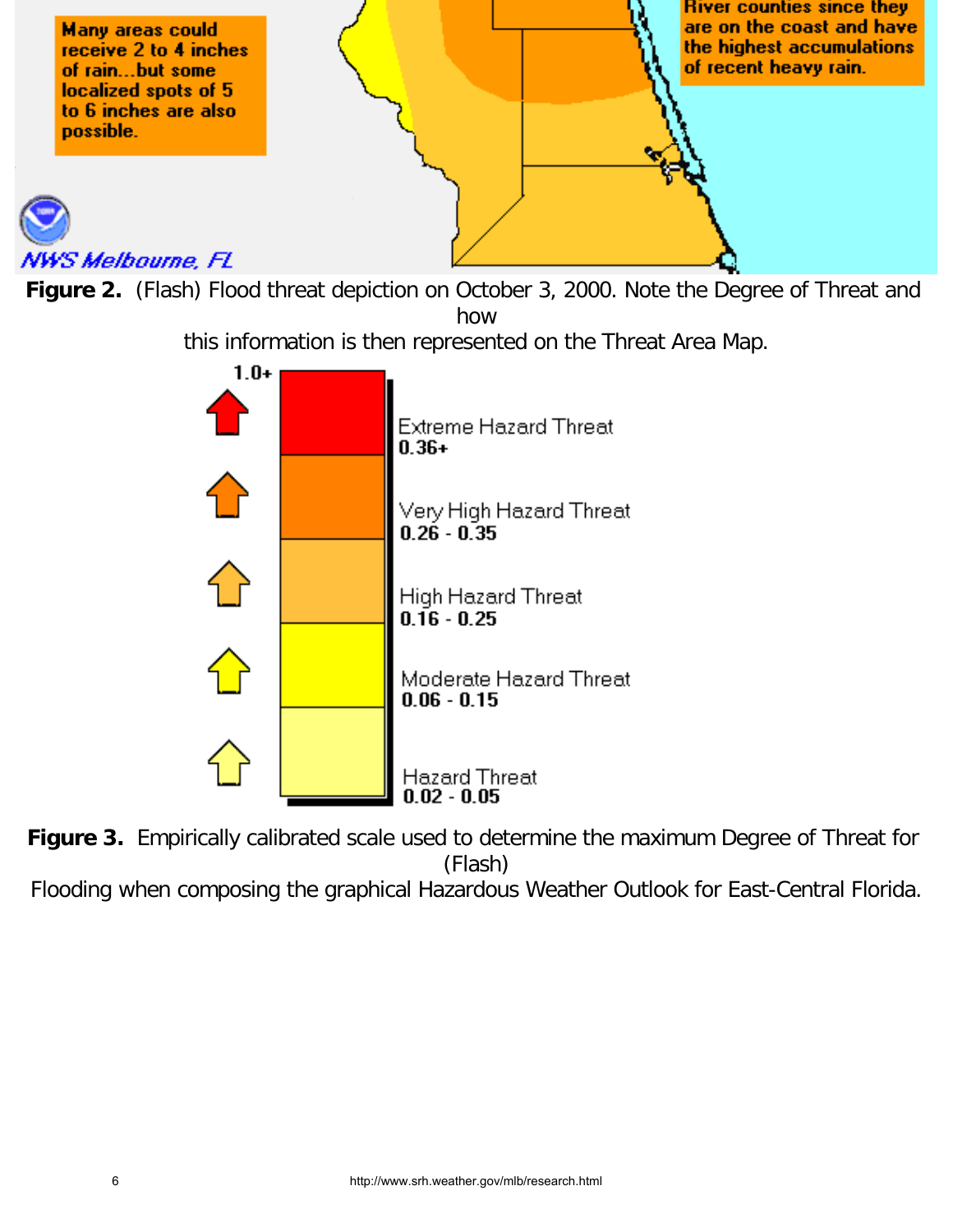**Figure 2.** (Flash) Flood threat depiction on October 3, 2000. Note the Degree of Threat and how this information is then represented on the Threat Area Map.

**Figure 3.** Empirically calibrated scale used to determine the maximum Degree of Threat for (Flash) Flooding when composing the graphical Hazardous Weather Outlook for East-Central Florida.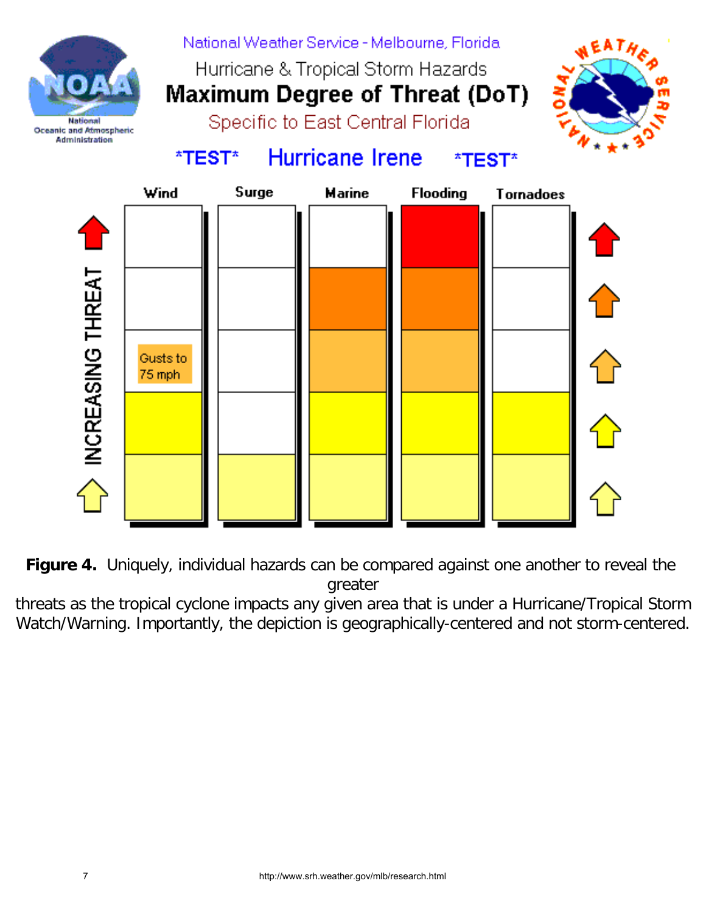**Figure 4.** Uniquely, individual hazards can be compared against one another to reveal the greater threats as the tropical cyclone impacts any given area that is under a Hurricane/Tropical Storm Watch/Warning. Importantly, the depiction is geographically-centered and not storm-centered.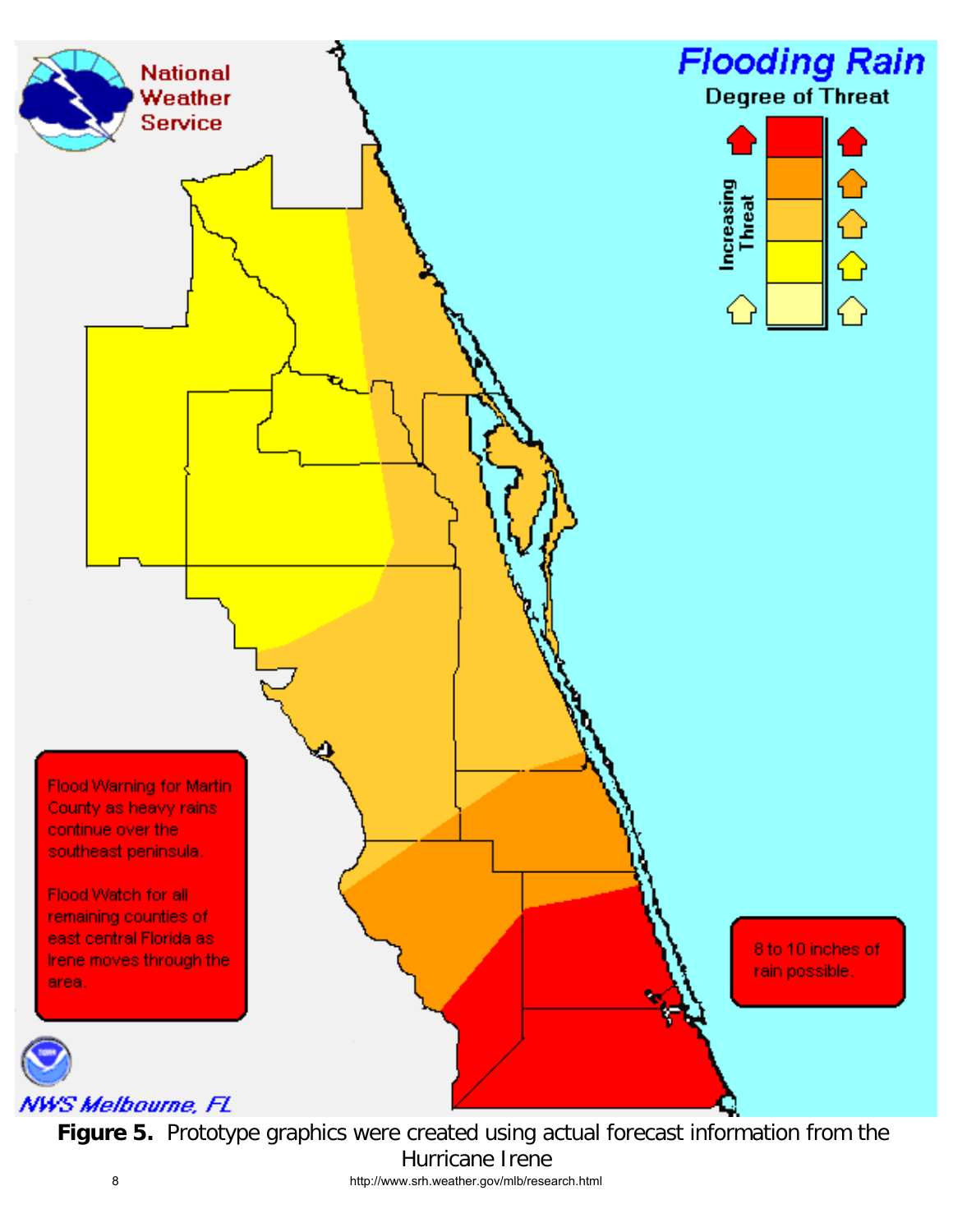**Figure 5.** Prototype graphics were created using actual forecast information from the Hurricane Irene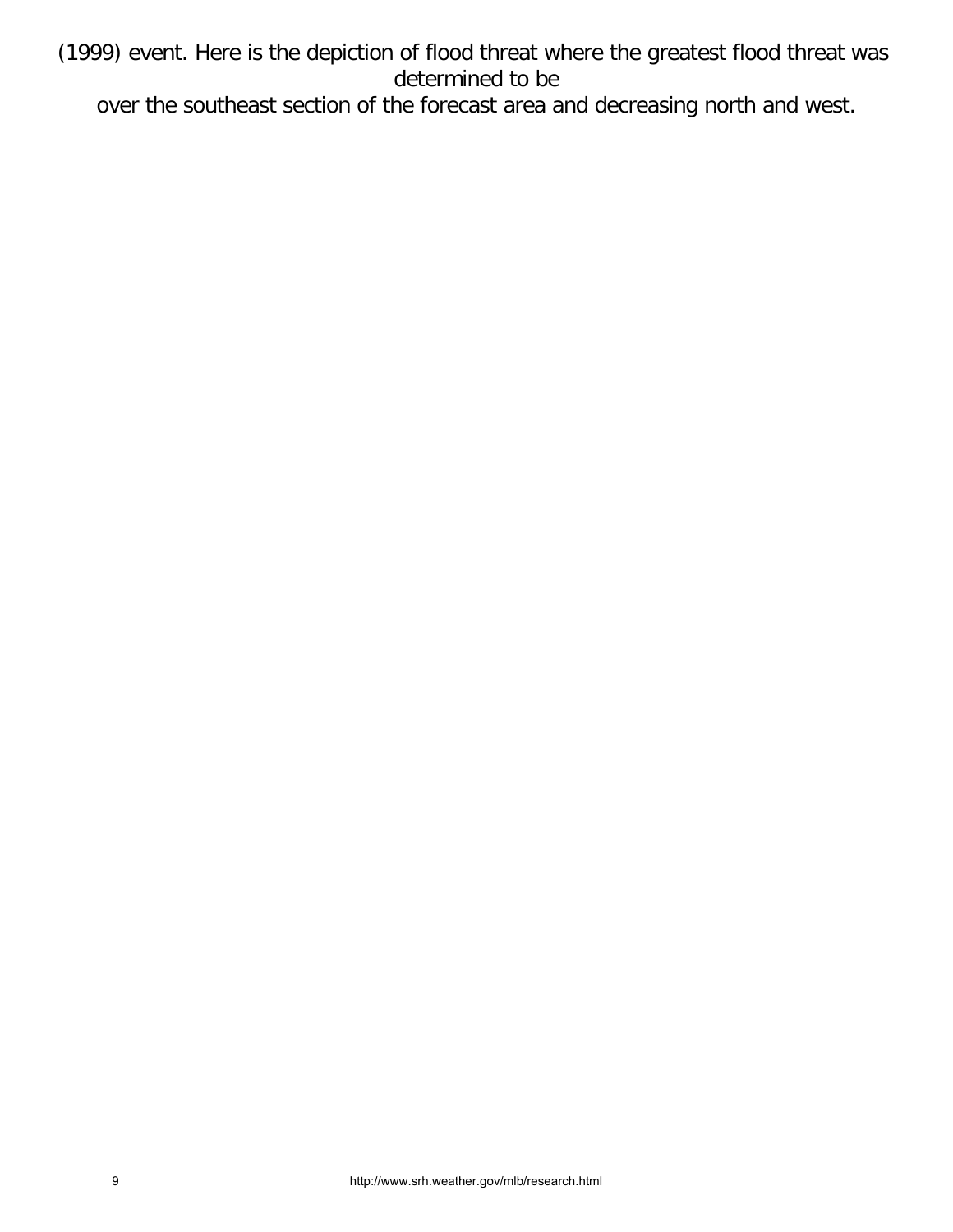(1999) event. Here is the depiction of flood threat where the greatest flood threat was determined to be over the southeast section of the forecast area and decreasing north and west.